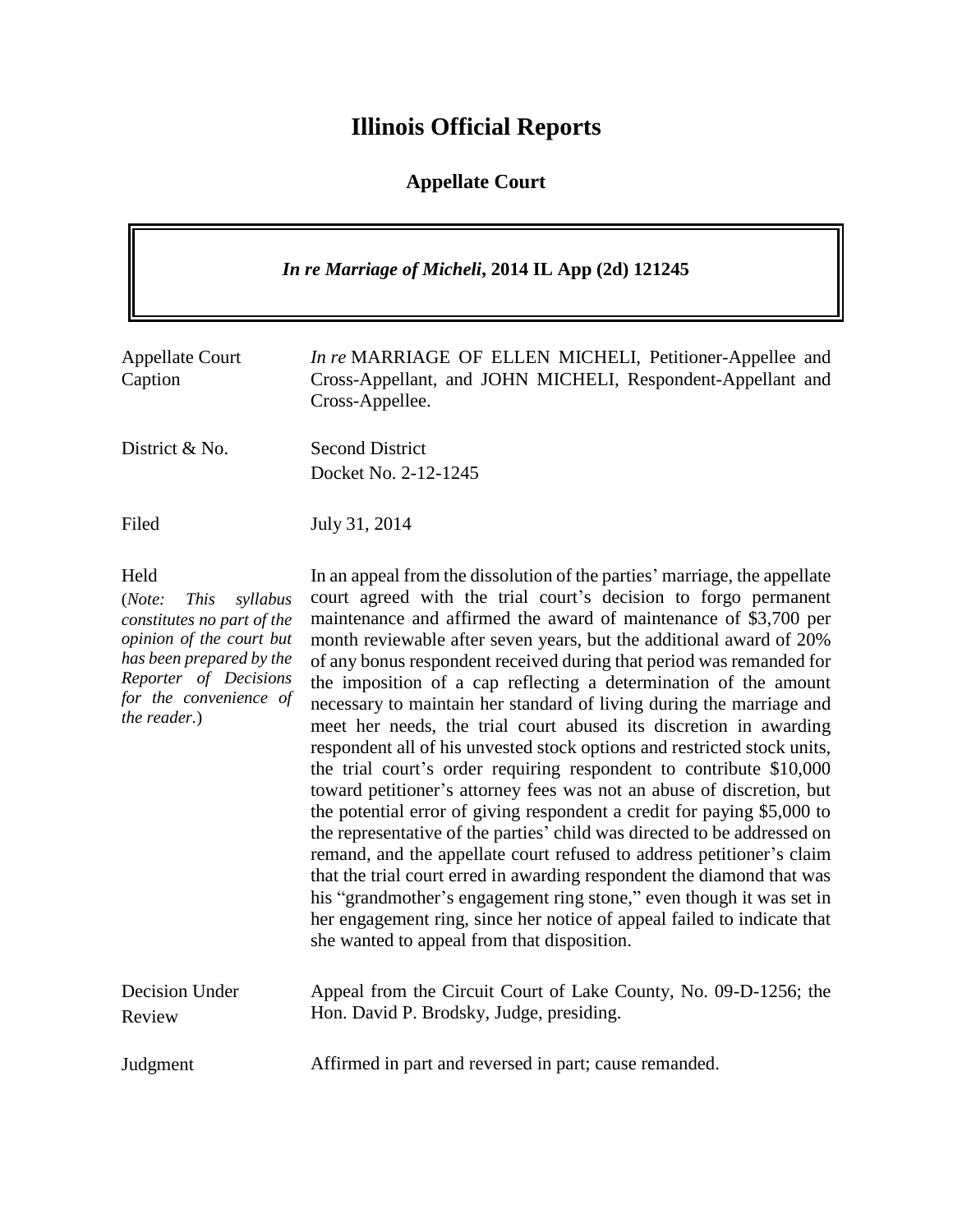# Illinois Official Reports

## Appellate Court

***In re Marriage of Micheli*, 2014 IL App (2d) 121245**

| | |
|---|---|
| Appellate Court Caption | *In re* MARRIAGE OF ELLEN MICHELI, Petitioner-Appellee and Cross-Appellant, and JOHN MICHELI, Respondent-Appellant and Cross-Appellee. |
| District & No. | Second District<br>Docket No. 2-12-1245 |
| Filed | July 31, 2014 |
| Held<br>(*Note: This syllabus constitutes no part of the opinion of the court but has been prepared by the Reporter of Decisions for the convenience of the reader.*) | In an appeal from the dissolution of the parties' marriage, the appellate court agreed with the trial court's decision to forgo permanent maintenance and affirmed the award of maintenance of $3,700 per month reviewable after seven years, but the additional award of 20% of any bonus respondent received during that period was remanded for the imposition of a cap reflecting a determination of the amount necessary to maintain her standard of living during the marriage and meet her needs, the trial court abused its discretion in awarding respondent all of his unvested stock options and restricted stock units, the trial court's order requiring respondent to contribute $10,000 toward petitioner's attorney fees was not an abuse of discretion, but the potential error of giving respondent a credit for paying $5,000 to the representative of the parties' child was directed to be addressed on remand, and the appellate court refused to address petitioner's claim that the trial court erred in awarding respondent the diamond that was his "grandmother's engagement ring stone," even though it was set in her engagement ring, since her notice of appeal failed to indicate that she wanted to appeal from that disposition. |
| Decision Under Review | Appeal from the Circuit Court of Lake County, No. 09-D-1256; the Hon. David P. Brodsky, Judge, presiding. |
| Judgment | Affirmed in part and reversed in part; cause remanded. |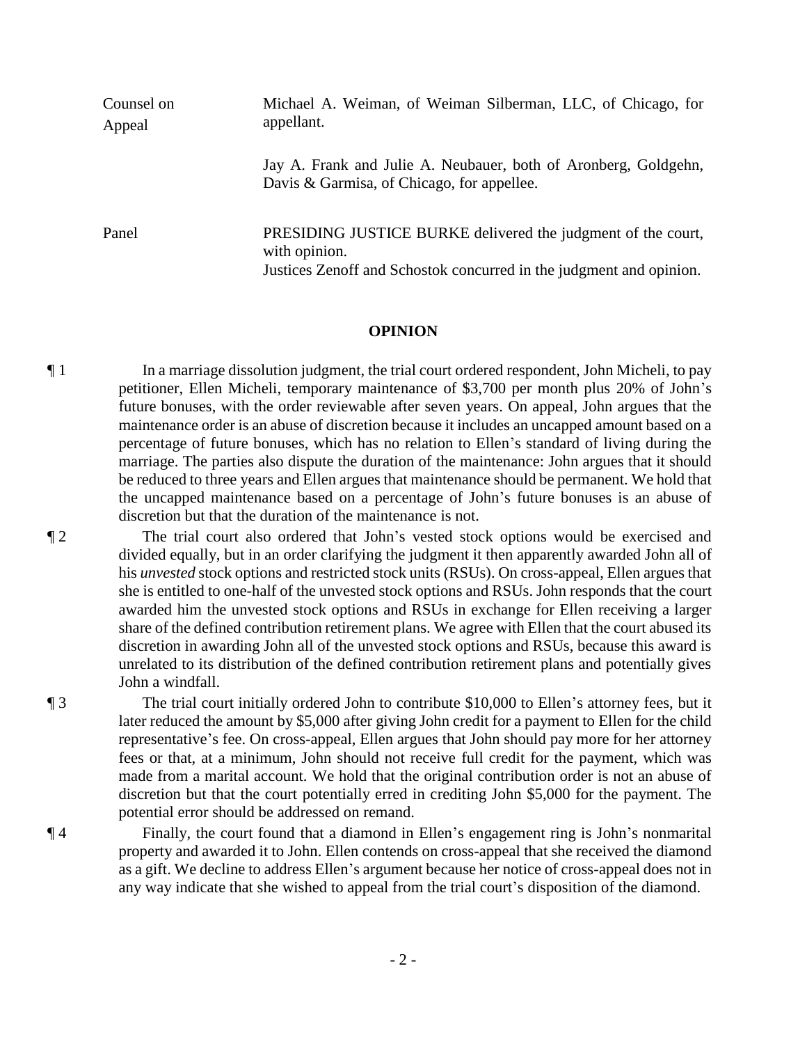| | |
|---|---|
| Counsel on Appeal | Michael A. Weiman, of Weiman Silberman, LLC, of Chicago, for appellant. |
| | Jay A. Frank and Julie A. Neubauer, both of Aronberg, Goldgehn, Davis & Garmisa, of Chicago, for appellee. |
| Panel | PRESIDING JUSTICE BURKE delivered the judgment of the court, with opinion. Justices Zenoff and Schostok concurred in the judgment and opinion. |

## OPINION

¶ 1 In a marriage dissolution judgment, the trial court ordered respondent, John Micheli, to pay petitioner, Ellen Micheli, temporary maintenance of $3,700 per month plus 20% of John's future bonuses, with the order reviewable after seven years. On appeal, John argues that the maintenance order is an abuse of discretion because it includes an uncapped amount based on a percentage of future bonuses, which has no relation to Ellen's standard of living during the marriage. The parties also dispute the duration of the maintenance: John argues that it should be reduced to three years and Ellen argues that maintenance should be permanent. We hold that the uncapped maintenance based on a percentage of John's future bonuses is an abuse of discretion but that the duration of the maintenance is not.

¶ 2 The trial court also ordered that John's vested stock options would be exercised and divided equally, but in an order clarifying the judgment it then apparently awarded John all of his *unvested* stock options and restricted stock units (RSUs). On cross-appeal, Ellen argues that she is entitled to one-half of the unvested stock options and RSUs. John responds that the court awarded him the unvested stock options and RSUs in exchange for Ellen receiving a larger share of the defined contribution retirement plans. We agree with Ellen that the court abused its discretion in awarding John all of the unvested stock options and RSUs, because this award is unrelated to its distribution of the defined contribution retirement plans and potentially gives John a windfall.

¶ 3 The trial court initially ordered John to contribute $10,000 to Ellen's attorney fees, but it later reduced the amount by $5,000 after giving John credit for a payment to Ellen for the child representative's fee. On cross-appeal, Ellen argues that John should pay more for her attorney fees or that, at a minimum, John should not receive full credit for the payment, which was made from a marital account. We hold that the original contribution order is not an abuse of discretion but that the court potentially erred in crediting John $5,000 for the payment. The potential error should be addressed on remand.

¶ 4 Finally, the court found that a diamond in Ellen's engagement ring is John's nonmarital property and awarded it to John. Ellen contends on cross-appeal that she received the diamond as a gift. We decline to address Ellen's argument because her notice of cross-appeal does not in any way indicate that she wished to appeal from the trial court's disposition of the diamond.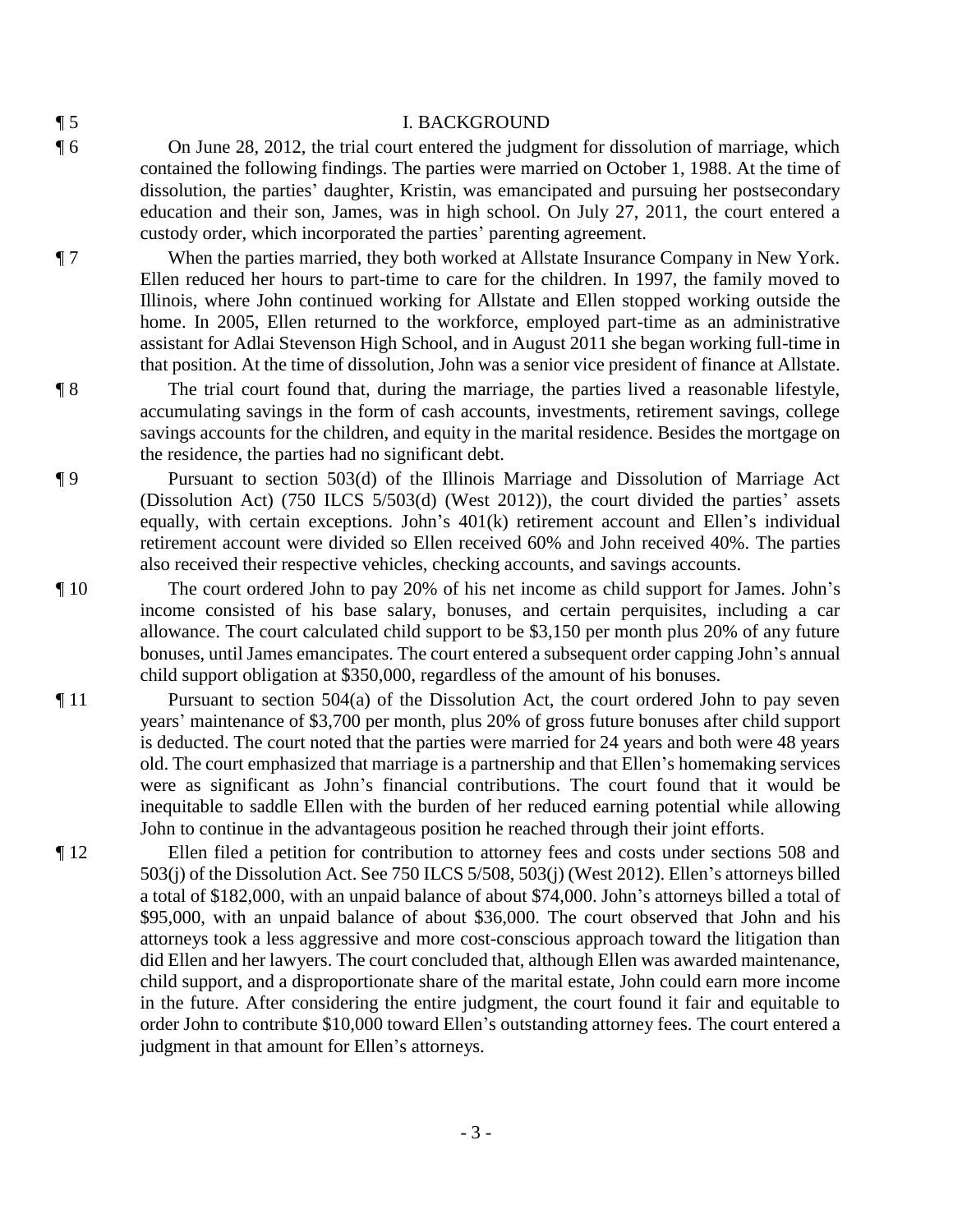¶ 5 I. BACKGROUND

¶ 6 On June 28, 2012, the trial court entered the judgment for dissolution of marriage, which contained the following findings. The parties were married on October 1, 1988. At the time of dissolution, the parties' daughter, Kristin, was emancipated and pursuing her postsecondary education and their son, James, was in high school. On July 27, 2011, the court entered a custody order, which incorporated the parties' parenting agreement.

¶ 7 When the parties married, they both worked at Allstate Insurance Company in New York. Ellen reduced her hours to part-time to care for the children. In 1997, the family moved to Illinois, where John continued working for Allstate and Ellen stopped working outside the home. In 2005, Ellen returned to the workforce, employed part-time as an administrative assistant for Adlai Stevenson High School, and in August 2011 she began working full-time in that position. At the time of dissolution, John was a senior vice president of finance at Allstate.

¶ 8 The trial court found that, during the marriage, the parties lived a reasonable lifestyle, accumulating savings in the form of cash accounts, investments, retirement savings, college savings accounts for the children, and equity in the marital residence. Besides the mortgage on the residence, the parties had no significant debt.

¶ 9 Pursuant to section 503(d) of the Illinois Marriage and Dissolution of Marriage Act (Dissolution Act) (750 ILCS 5/503(d) (West 2012)), the court divided the parties' assets equally, with certain exceptions. John's 401(k) retirement account and Ellen's individual retirement account were divided so Ellen received 60% and John received 40%. The parties also received their respective vehicles, checking accounts, and savings accounts.

¶ 10 The court ordered John to pay 20% of his net income as child support for James. John's income consisted of his base salary, bonuses, and certain perquisites, including a car allowance. The court calculated child support to be $3,150 per month plus 20% of any future bonuses, until James emancipates. The court entered a subsequent order capping John's annual child support obligation at $350,000, regardless of the amount of his bonuses.

¶ 11 Pursuant to section 504(a) of the Dissolution Act, the court ordered John to pay seven years' maintenance of $3,700 per month, plus 20% of gross future bonuses after child support is deducted. The court noted that the parties were married for 24 years and both were 48 years old. The court emphasized that marriage is a partnership and that Ellen's homemaking services were as significant as John's financial contributions. The court found that it would be inequitable to saddle Ellen with the burden of her reduced earning potential while allowing John to continue in the advantageous position he reached through their joint efforts.

¶ 12 Ellen filed a petition for contribution to attorney fees and costs under sections 508 and 503(j) of the Dissolution Act. See 750 ILCS 5/508, 503(j) (West 2012). Ellen's attorneys billed a total of $182,000, with an unpaid balance of about $74,000. John's attorneys billed a total of $95,000, with an unpaid balance of about $36,000. The court observed that John and his attorneys took a less aggressive and more cost-conscious approach toward the litigation than did Ellen and her lawyers. The court concluded that, although Ellen was awarded maintenance, child support, and a disproportionate share of the marital estate, John could earn more income in the future. After considering the entire judgment, the court found it fair and equitable to order John to contribute $10,000 toward Ellen's outstanding attorney fees. The court entered a judgment in that amount for Ellen's attorneys.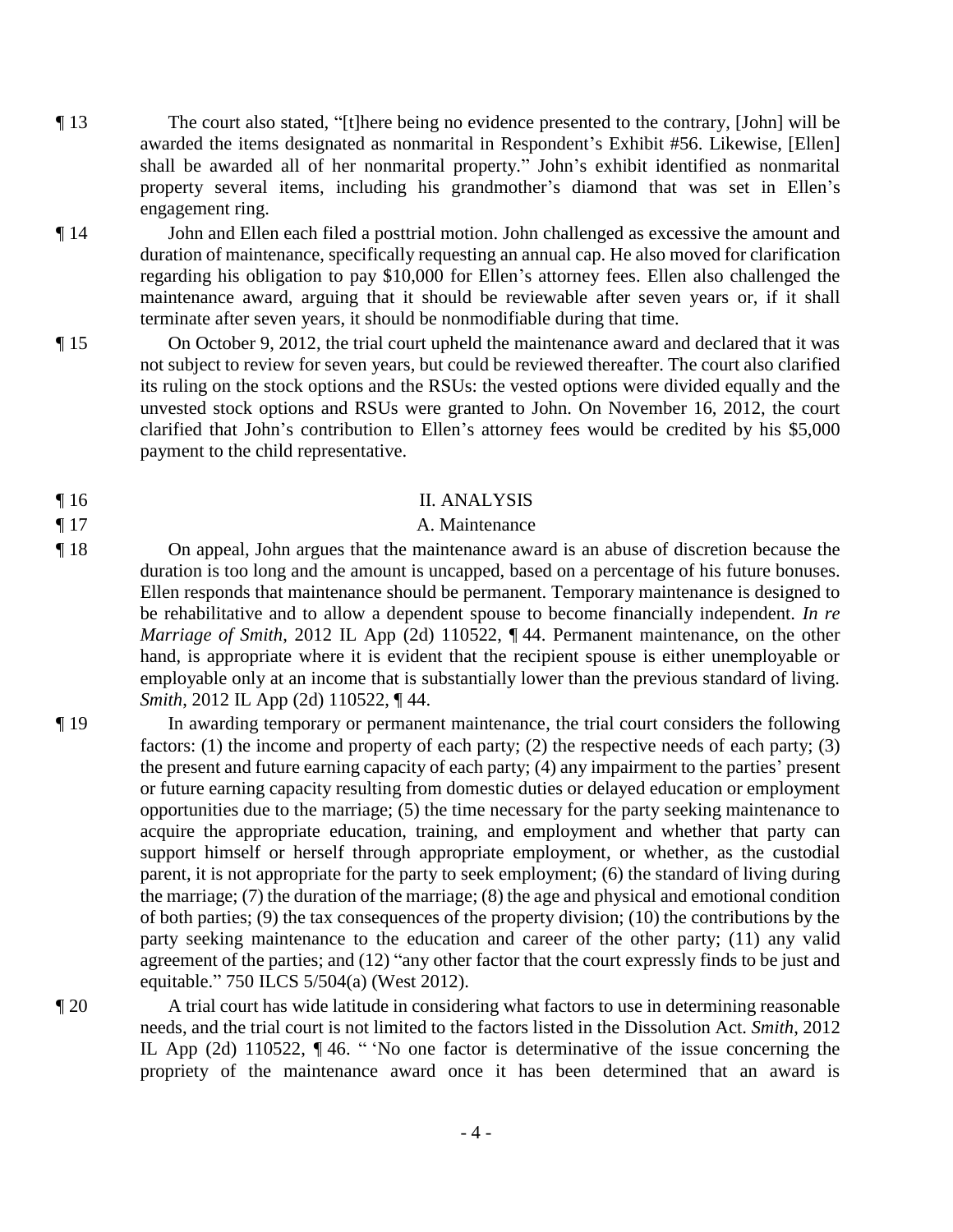¶ 13 The court also stated, "[t]here being no evidence presented to the contrary, [John] will be awarded the items designated as nonmarital in Respondent's Exhibit #56. Likewise, [Ellen] shall be awarded all of her nonmarital property." John's exhibit identified as nonmarital property several items, including his grandmother's diamond that was set in Ellen's engagement ring.

¶ 14 John and Ellen each filed a posttrial motion. John challenged as excessive the amount and duration of maintenance, specifically requesting an annual cap. He also moved for clarification regarding his obligation to pay $10,000 for Ellen's attorney fees. Ellen also challenged the maintenance award, arguing that it should be reviewable after seven years or, if it shall terminate after seven years, it should be nonmodifiable during that time.

¶ 15 On October 9, 2012, the trial court upheld the maintenance award and declared that it was not subject to review for seven years, but could be reviewed thereafter. The court also clarified its ruling on the stock options and the RSUs: the vested options were divided equally and the unvested stock options and RSUs were granted to John. On November 16, 2012, the court clarified that John's contribution to Ellen's attorney fees would be credited by his $5,000 payment to the child representative.

## ¶ 16 II. ANALYSIS

### ¶ 17 A. Maintenance

¶ 18 On appeal, John argues that the maintenance award is an abuse of discretion because the duration is too long and the amount is uncapped, based on a percentage of his future bonuses. Ellen responds that maintenance should be permanent. Temporary maintenance is designed to be rehabilitative and to allow a dependent spouse to become financially independent. *In re Marriage of Smith*, 2012 IL App (2d) 110522, ¶ 44. Permanent maintenance, on the other hand, is appropriate where it is evident that the recipient spouse is either unemployable or employable only at an income that is substantially lower than the previous standard of living. *Smith*, 2012 IL App (2d) 110522, ¶ 44.

¶ 19 In awarding temporary or permanent maintenance, the trial court considers the following factors: (1) the income and property of each party; (2) the respective needs of each party; (3) the present and future earning capacity of each party; (4) any impairment to the parties' present or future earning capacity resulting from domestic duties or delayed education or employment opportunities due to the marriage; (5) the time necessary for the party seeking maintenance to acquire the appropriate education, training, and employment and whether that party can support himself or herself through appropriate employment, or whether, as the custodial parent, it is not appropriate for the party to seek employment; (6) the standard of living during the marriage; (7) the duration of the marriage; (8) the age and physical and emotional condition of both parties; (9) the tax consequences of the property division; (10) the contributions by the party seeking maintenance to the education and career of the other party; (11) any valid agreement of the parties; and (12) "any other factor that the court expressly finds to be just and equitable." 750 ILCS 5/504(a) (West 2012).

¶ 20 A trial court has wide latitude in considering what factors to use in determining reasonable needs, and the trial court is not limited to the factors listed in the Dissolution Act. *Smith*, 2012 IL App (2d) 110522, ¶ 46. " 'No one factor is determinative of the issue concerning the propriety of the maintenance award once it has been determined that an award is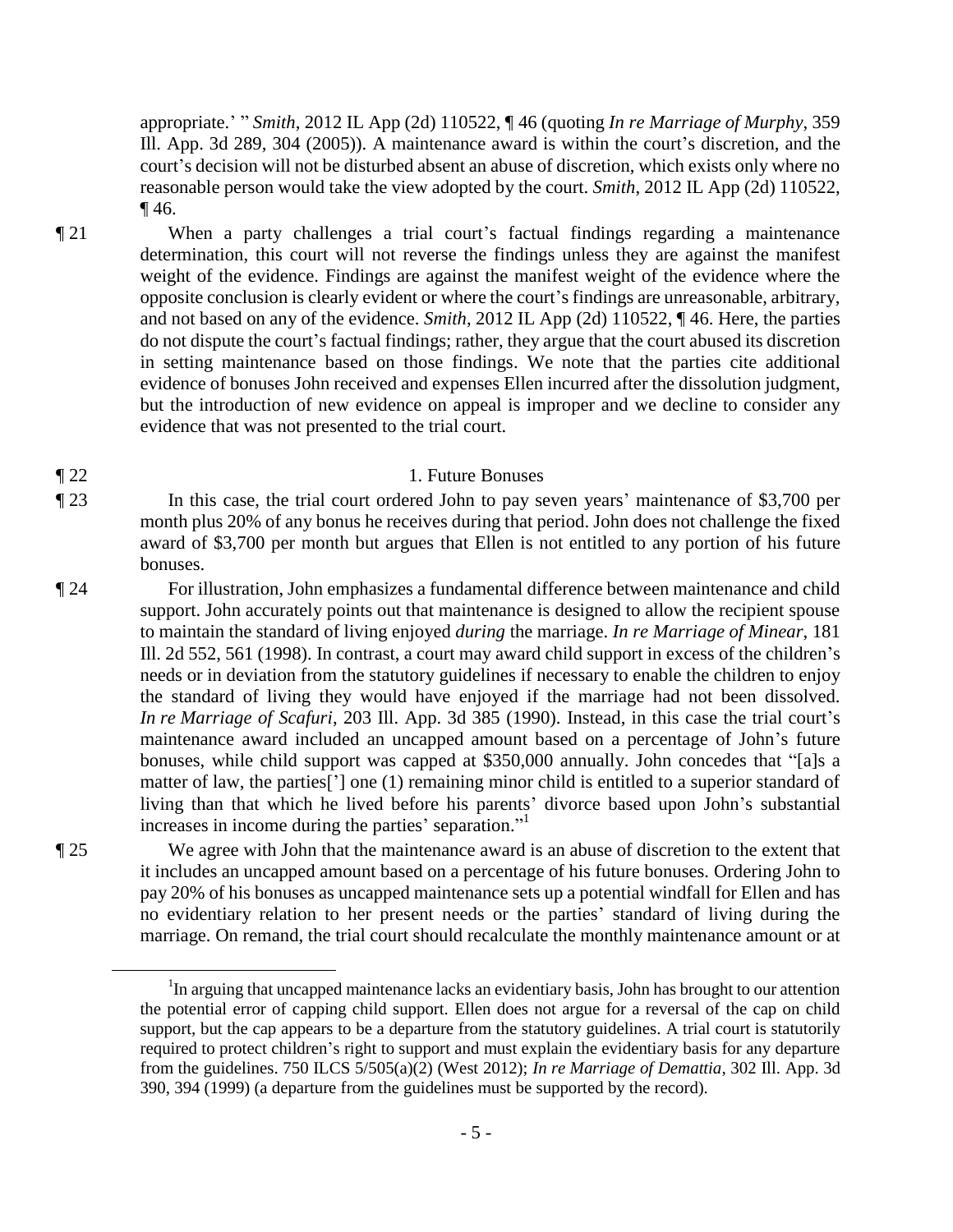appropriate.' " *Smith*, 2012 IL App (2d) 110522, ¶ 46 (quoting *In re Marriage of Murphy*, 359 Ill. App. 3d 289, 304 (2005)). A maintenance award is within the court's discretion, and the court's decision will not be disturbed absent an abuse of discretion, which exists only where no reasonable person would take the view adopted by the court. *Smith*, 2012 IL App (2d) 110522, ¶ 46.

¶ 21 When a party challenges a trial court's factual findings regarding a maintenance determination, this court will not reverse the findings unless they are against the manifest weight of the evidence. Findings are against the manifest weight of the evidence where the opposite conclusion is clearly evident or where the court's findings are unreasonable, arbitrary, and not based on any of the evidence. *Smith*, 2012 IL App (2d) 110522, ¶ 46. Here, the parties do not dispute the court's factual findings; rather, they argue that the court abused its discretion in setting maintenance based on those findings. We note that the parties cite additional evidence of bonuses John received and expenses Ellen incurred after the dissolution judgment, but the introduction of new evidence on appeal is improper and we decline to consider any evidence that was not presented to the trial court.

¶ 22 1. Future Bonuses

¶ 23 In this case, the trial court ordered John to pay seven years' maintenance of $3,700 per month plus 20% of any bonus he receives during that period. John does not challenge the fixed award of $3,700 per month but argues that Ellen is not entitled to any portion of his future bonuses.

¶ 24 For illustration, John emphasizes a fundamental difference between maintenance and child support. John accurately points out that maintenance is designed to allow the recipient spouse to maintain the standard of living enjoyed *during* the marriage. *In re Marriage of Minear*, 181 Ill. 2d 552, 561 (1998). In contrast, a court may award child support in excess of the children's needs or in deviation from the statutory guidelines if necessary to enable the children to enjoy the standard of living they would have enjoyed if the marriage had not been dissolved. *In re Marriage of Scafuri*, 203 Ill. App. 3d 385 (1990). Instead, in this case the trial court's maintenance award included an uncapped amount based on a percentage of John's future bonuses, while child support was capped at $350,000 annually. John concedes that "[a]s a matter of law, the parties['] one (1) remaining minor child is entitled to a superior standard of living than that which he lived before his parents' divorce based upon John's substantial increases in income during the parties' separation."[1]

¶ 25 We agree with John that the maintenance award is an abuse of discretion to the extent that it includes an uncapped amount based on a percentage of his future bonuses. Ordering John to pay 20% of his bonuses as uncapped maintenance sets up a potential windfall for Ellen and has no evidentiary relation to her present needs or the parties' standard of living during the marriage. On remand, the trial court should recalculate the monthly maintenance amount or at

[1] In arguing that uncapped maintenance lacks an evidentiary basis, John has brought to our attention the potential error of capping child support. Ellen does not argue for a reversal of the cap on child support, but the cap appears to be a departure from the statutory guidelines. A trial court is statutorily required to protect children's right to support and must explain the evidentiary basis for any departure from the guidelines. 750 ILCS 5/505(a)(2) (West 2012); *In re Marriage of Demattia*, 302 Ill. App. 3d 390, 394 (1999) (a departure from the guidelines must be supported by the record).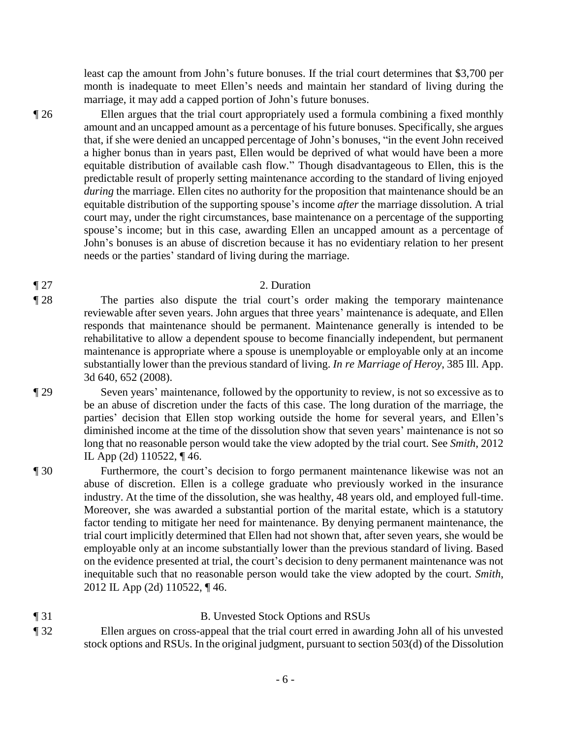least cap the amount from John's future bonuses. If the trial court determines that $3,700 per month is inadequate to meet Ellen's needs and maintain her standard of living during the marriage, it may add a capped portion of John's future bonuses.

¶ 26 Ellen argues that the trial court appropriately used a formula combining a fixed monthly amount and an uncapped amount as a percentage of his future bonuses. Specifically, she argues that, if she were denied an uncapped percentage of John's bonuses, "in the event John received a higher bonus than in years past, Ellen would be deprived of what would have been a more equitable distribution of available cash flow." Though disadvantageous to Ellen, this is the predictable result of properly setting maintenance according to the standard of living enjoyed *during* the marriage. Ellen cites no authority for the proposition that maintenance should be an equitable distribution of the supporting spouse's income *after* the marriage dissolution. A trial court may, under the right circumstances, base maintenance on a percentage of the supporting spouse's income; but in this case, awarding Ellen an uncapped amount as a percentage of John's bonuses is an abuse of discretion because it has no evidentiary relation to her present needs or the parties' standard of living during the marriage.

¶ 27 2. Duration

¶ 28 The parties also dispute the trial court's order making the temporary maintenance reviewable after seven years. John argues that three years' maintenance is adequate, and Ellen responds that maintenance should be permanent. Maintenance generally is intended to be rehabilitative to allow a dependent spouse to become financially independent, but permanent maintenance is appropriate where a spouse is unemployable or employable only at an income substantially lower than the previous standard of living. *In re Marriage of Heroy*, 385 Ill. App. 3d 640, 652 (2008).

¶ 29 Seven years' maintenance, followed by the opportunity to review, is not so excessive as to be an abuse of discretion under the facts of this case. The long duration of the marriage, the parties' decision that Ellen stop working outside the home for several years, and Ellen's diminished income at the time of the dissolution show that seven years' maintenance is not so long that no reasonable person would take the view adopted by the trial court. See *Smith*, 2012 IL App (2d) 110522, ¶ 46.

¶ 30 Furthermore, the court's decision to forgo permanent maintenance likewise was not an abuse of discretion. Ellen is a college graduate who previously worked in the insurance industry. At the time of the dissolution, she was healthy, 48 years old, and employed full-time. Moreover, she was awarded a substantial portion of the marital estate, which is a statutory factor tending to mitigate her need for maintenance. By denying permanent maintenance, the trial court implicitly determined that Ellen had not shown that, after seven years, she would be employable only at an income substantially lower than the previous standard of living. Based on the evidence presented at trial, the court's decision to deny permanent maintenance was not inequitable such that no reasonable person would take the view adopted by the court. *Smith*, 2012 IL App (2d) 110522, ¶ 46.

¶ 31 B. Unvested Stock Options and RSUs

¶ 32 Ellen argues on cross-appeal that the trial court erred in awarding John all of his unvested stock options and RSUs. In the original judgment, pursuant to section 503(d) of the Dissolution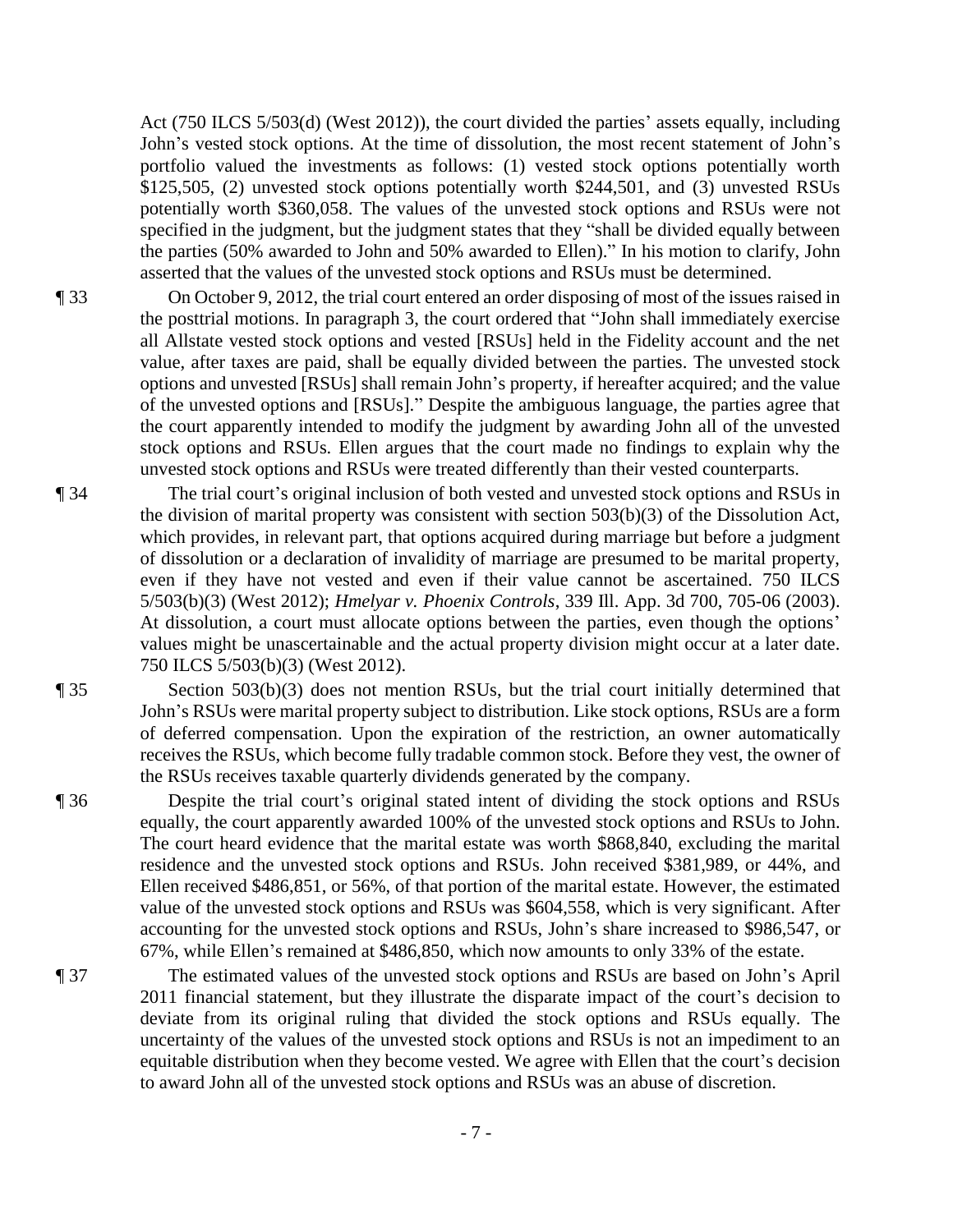Act (750 ILCS 5/503(d) (West 2012)), the court divided the parties' assets equally, including John's vested stock options. At the time of dissolution, the most recent statement of John's portfolio valued the investments as follows: (1) vested stock options potentially worth \$125,505, (2) unvested stock options potentially worth \$244,501, and (3) unvested RSUs potentially worth \$360,058. The values of the unvested stock options and RSUs were not specified in the judgment, but the judgment states that they "shall be divided equally between the parties (50% awarded to John and 50% awarded to Ellen)." In his motion to clarify, John asserted that the values of the unvested stock options and RSUs must be determined.

¶ 33 On October 9, 2012, the trial court entered an order disposing of most of the issues raised in the posttrial motions. In paragraph 3, the court ordered that "John shall immediately exercise all Allstate vested stock options and vested [RSUs] held in the Fidelity account and the net value, after taxes are paid, shall be equally divided between the parties. The unvested stock options and unvested [RSUs] shall remain John's property, if hereafter acquired; and the value of the unvested options and [RSUs]." Despite the ambiguous language, the parties agree that the court apparently intended to modify the judgment by awarding John all of the unvested stock options and RSUs. Ellen argues that the court made no findings to explain why the unvested stock options and RSUs were treated differently than their vested counterparts.

¶ 34 The trial court's original inclusion of both vested and unvested stock options and RSUs in the division of marital property was consistent with section 503(b)(3) of the Dissolution Act, which provides, in relevant part, that options acquired during marriage but before a judgment of dissolution or a declaration of invalidity of marriage are presumed to be marital property, even if they have not vested and even if their value cannot be ascertained. 750 ILCS 5/503(b)(3) (West 2012); *Hmelyar v. Phoenix Controls*, 339 Ill. App. 3d 700, 705-06 (2003). At dissolution, a court must allocate options between the parties, even though the options' values might be unascertainable and the actual property division might occur at a later date. 750 ILCS 5/503(b)(3) (West 2012).

¶ 35 Section 503(b)(3) does not mention RSUs, but the trial court initially determined that John's RSUs were marital property subject to distribution. Like stock options, RSUs are a form of deferred compensation. Upon the expiration of the restriction, an owner automatically receives the RSUs, which become fully tradable common stock. Before they vest, the owner of the RSUs receives taxable quarterly dividends generated by the company.

¶ 36 Despite the trial court's original stated intent of dividing the stock options and RSUs equally, the court apparently awarded 100% of the unvested stock options and RSUs to John. The court heard evidence that the marital estate was worth \$868,840, excluding the marital residence and the unvested stock options and RSUs. John received \$381,989, or 44%, and Ellen received \$486,851, or 56%, of that portion of the marital estate. However, the estimated value of the unvested stock options and RSUs was \$604,558, which is very significant. After accounting for the unvested stock options and RSUs, John's share increased to \$986,547, or 67%, while Ellen's remained at \$486,850, which now amounts to only 33% of the estate.

¶ 37 The estimated values of the unvested stock options and RSUs are based on John's April 2011 financial statement, but they illustrate the disparate impact of the court's decision to deviate from its original ruling that divided the stock options and RSUs equally. The uncertainty of the values of the unvested stock options and RSUs is not an impediment to an equitable distribution when they become vested. We agree with Ellen that the court's decision to award John all of the unvested stock options and RSUs was an abuse of discretion.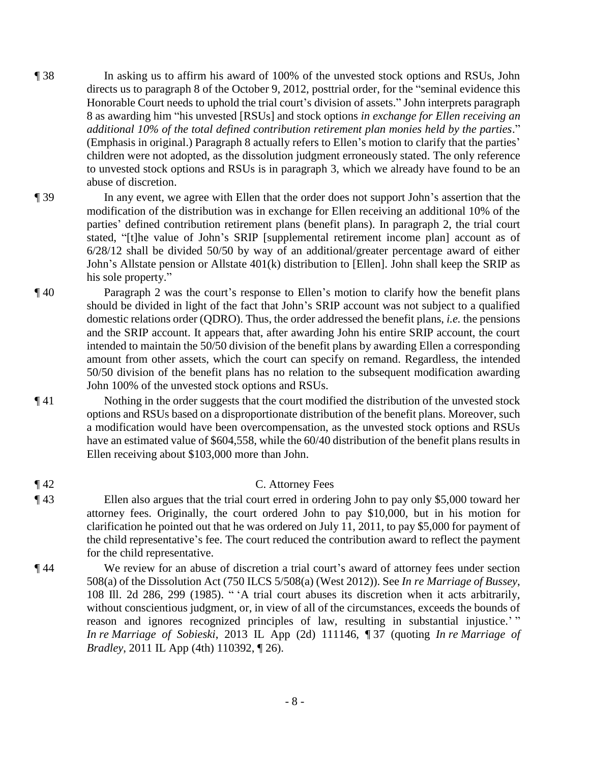¶ 38 In asking us to affirm his award of 100% of the unvested stock options and RSUs, John directs us to paragraph 8 of the October 9, 2012, posttrial order, for the "seminal evidence this Honorable Court needs to uphold the trial court's division of assets." John interprets paragraph 8 as awarding him "his unvested [RSUs] and stock options *in exchange for Ellen receiving an additional 10% of the total defined contribution retirement plan monies held by the parties*." (Emphasis in original.) Paragraph 8 actually refers to Ellen's motion to clarify that the parties' children were not adopted, as the dissolution judgment erroneously stated. The only reference to unvested stock options and RSUs is in paragraph 3, which we already have found to be an abuse of discretion.

¶ 39 In any event, we agree with Ellen that the order does not support John's assertion that the modification of the distribution was in exchange for Ellen receiving an additional 10% of the parties' defined contribution retirement plans (benefit plans). In paragraph 2, the trial court stated, "[t]he value of John's SRIP [supplemental retirement income plan] account as of 6/28/12 shall be divided 50/50 by way of an additional/greater percentage award of either John's Allstate pension or Allstate 401(k) distribution to [Ellen]. John shall keep the SRIP as his sole property."

¶ 40 Paragraph 2 was the court's response to Ellen's motion to clarify how the benefit plans should be divided in light of the fact that John's SRIP account was not subject to a qualified domestic relations order (QDRO). Thus, the order addressed the benefit plans, *i.e.* the pensions and the SRIP account. It appears that, after awarding John his entire SRIP account, the court intended to maintain the 50/50 division of the benefit plans by awarding Ellen a corresponding amount from other assets, which the court can specify on remand. Regardless, the intended 50/50 division of the benefit plans has no relation to the subsequent modification awarding John 100% of the unvested stock options and RSUs.

¶ 41 Nothing in the order suggests that the court modified the distribution of the unvested stock options and RSUs based on a disproportionate distribution of the benefit plans. Moreover, such a modification would have been overcompensation, as the unvested stock options and RSUs have an estimated value of $604,558, while the 60/40 distribution of the benefit plans results in Ellen receiving about $103,000 more than John.

¶ 42 C. Attorney Fees

¶ 43 Ellen also argues that the trial court erred in ordering John to pay only $5,000 toward her attorney fees. Originally, the court ordered John to pay $10,000, but in his motion for clarification he pointed out that he was ordered on July 11, 2011, to pay $5,000 for payment of the child representative's fee. The court reduced the contribution award to reflect the payment for the child representative.

¶ 44 We review for an abuse of discretion a trial court's award of attorney fees under section 508(a) of the Dissolution Act (750 ILCS 5/508(a) (West 2012)). See *In re Marriage of Bussey*, 108 Ill. 2d 286, 299 (1985). " 'A trial court abuses its discretion when it acts arbitrarily, without conscientious judgment, or, in view of all of the circumstances, exceeds the bounds of reason and ignores recognized principles of law, resulting in substantial injustice.' " *In re Marriage of Sobieski*, 2013 IL App (2d) 111146, ¶ 37 (quoting *In re Marriage of Bradley*, 2011 IL App (4th) 110392, ¶ 26).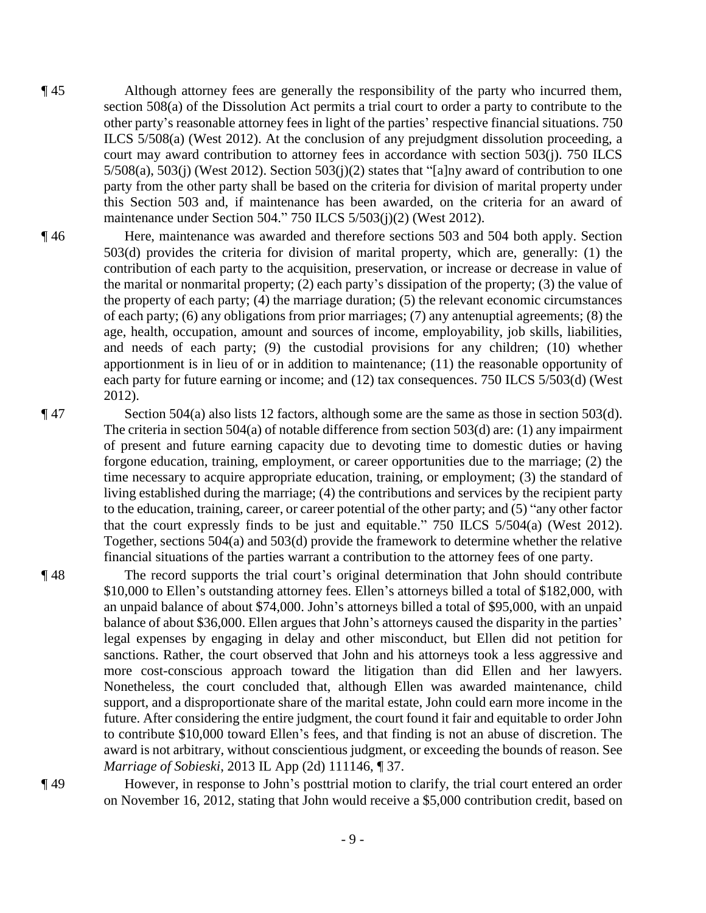¶ 45 Although attorney fees are generally the responsibility of the party who incurred them, section 508(a) of the Dissolution Act permits a trial court to order a party to contribute to the other party's reasonable attorney fees in light of the parties' respective financial situations. 750 ILCS 5/508(a) (West 2012). At the conclusion of any prejudgment dissolution proceeding, a court may award contribution to attorney fees in accordance with section 503(j). 750 ILCS 5/508(a), 503(j) (West 2012). Section 503(j)(2) states that "[a]ny award of contribution to one party from the other party shall be based on the criteria for division of marital property under this Section 503 and, if maintenance has been awarded, on the criteria for an award of maintenance under Section 504." 750 ILCS 5/503(j)(2) (West 2012).

¶ 46 Here, maintenance was awarded and therefore sections 503 and 504 both apply. Section 503(d) provides the criteria for division of marital property, which are, generally: (1) the contribution of each party to the acquisition, preservation, or increase or decrease in value of the marital or nonmarital property; (2) each party's dissipation of the property; (3) the value of the property of each party; (4) the marriage duration; (5) the relevant economic circumstances of each party; (6) any obligations from prior marriages; (7) any antenuptial agreements; (8) the age, health, occupation, amount and sources of income, employability, job skills, liabilities, and needs of each party; (9) the custodial provisions for any children; (10) whether apportionment is in lieu of or in addition to maintenance; (11) the reasonable opportunity of each party for future earning or income; and (12) tax consequences. 750 ILCS 5/503(d) (West 2012).

¶ 47 Section 504(a) also lists 12 factors, although some are the same as those in section 503(d). The criteria in section 504(a) of notable difference from section 503(d) are: (1) any impairment of present and future earning capacity due to devoting time to domestic duties or having forgone education, training, employment, or career opportunities due to the marriage; (2) the time necessary to acquire appropriate education, training, or employment; (3) the standard of living established during the marriage; (4) the contributions and services by the recipient party to the education, training, career, or career potential of the other party; and (5) "any other factor that the court expressly finds to be just and equitable." 750 ILCS 5/504(a) (West 2012). Together, sections 504(a) and 503(d) provide the framework to determine whether the relative financial situations of the parties warrant a contribution to the attorney fees of one party.

¶ 48 The record supports the trial court's original determination that John should contribute $10,000 to Ellen's outstanding attorney fees. Ellen's attorneys billed a total of $182,000, with an unpaid balance of about $74,000. John's attorneys billed a total of $95,000, with an unpaid balance of about $36,000. Ellen argues that John's attorneys caused the disparity in the parties' legal expenses by engaging in delay and other misconduct, but Ellen did not petition for sanctions. Rather, the court observed that John and his attorneys took a less aggressive and more cost-conscious approach toward the litigation than did Ellen and her lawyers. Nonetheless, the court concluded that, although Ellen was awarded maintenance, child support, and a disproportionate share of the marital estate, John could earn more income in the future. After considering the entire judgment, the court found it fair and equitable to order John to contribute $10,000 toward Ellen's fees, and that finding is not an abuse of discretion. The award is not arbitrary, without conscientious judgment, or exceeding the bounds of reason. See *Marriage of Sobieski*, 2013 IL App (2d) 111146, ¶ 37.

¶ 49 However, in response to John's posttrial motion to clarify, the trial court entered an order on November 16, 2012, stating that John would receive a $5,000 contribution credit, based on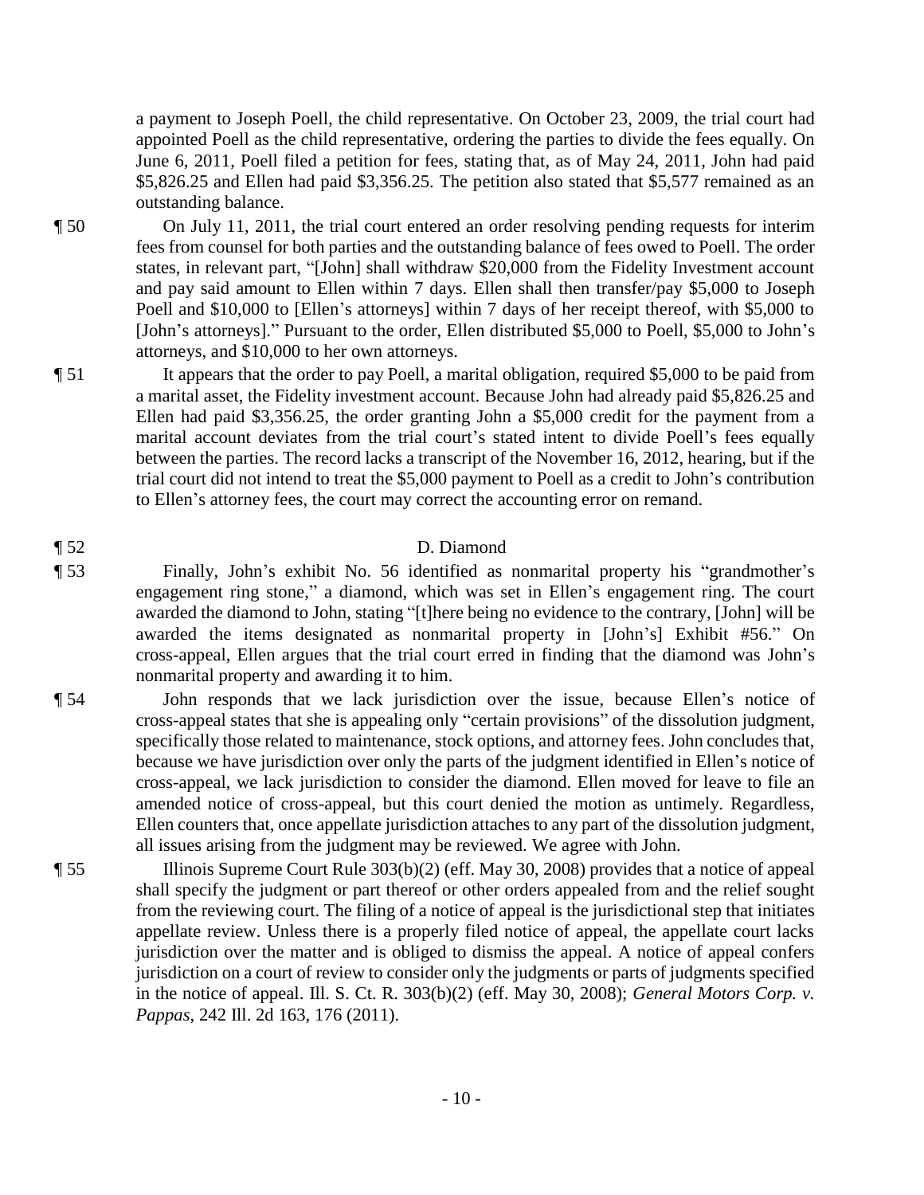a payment to Joseph Poell, the child representative. On October 23, 2009, the trial court had appointed Poell as the child representative, ordering the parties to divide the fees equally. On June 6, 2011, Poell filed a petition for fees, stating that, as of May 24, 2011, John had paid $5,826.25 and Ellen had paid $3,356.25. The petition also stated that $5,577 remained as an outstanding balance.

¶ 50 On July 11, 2011, the trial court entered an order resolving pending requests for interim fees from counsel for both parties and the outstanding balance of fees owed to Poell. The order states, in relevant part, "[John] shall withdraw $20,000 from the Fidelity Investment account and pay said amount to Ellen within 7 days. Ellen shall then transfer/pay $5,000 to Joseph Poell and $10,000 to [Ellen's attorneys] within 7 days of her receipt thereof, with $5,000 to [John's attorneys]." Pursuant to the order, Ellen distributed $5,000 to Poell, $5,000 to John's attorneys, and $10,000 to her own attorneys.

¶ 51 It appears that the order to pay Poell, a marital obligation, required $5,000 to be paid from a marital asset, the Fidelity investment account. Because John had already paid $5,826.25 and Ellen had paid $3,356.25, the order granting John a $5,000 credit for the payment from a marital account deviates from the trial court's stated intent to divide Poell's fees equally between the parties. The record lacks a transcript of the November 16, 2012, hearing, but if the trial court did not intend to treat the $5,000 payment to Poell as a credit to John's contribution to Ellen's attorney fees, the court may correct the accounting error on remand.

¶ 52 D. Diamond

¶ 53 Finally, John's exhibit No. 56 identified as nonmarital property his "grandmother's engagement ring stone," a diamond, which was set in Ellen's engagement ring. The court awarded the diamond to John, stating "[t]here being no evidence to the contrary, [John] will be awarded the items designated as nonmarital property in [John's] Exhibit #56." On cross-appeal, Ellen argues that the trial court erred in finding that the diamond was John's nonmarital property and awarding it to him.

¶ 54 John responds that we lack jurisdiction over the issue, because Ellen's notice of cross-appeal states that she is appealing only "certain provisions" of the dissolution judgment, specifically those related to maintenance, stock options, and attorney fees. John concludes that, because we have jurisdiction over only the parts of the judgment identified in Ellen's notice of cross-appeal, we lack jurisdiction to consider the diamond. Ellen moved for leave to file an amended notice of cross-appeal, but this court denied the motion as untimely. Regardless, Ellen counters that, once appellate jurisdiction attaches to any part of the dissolution judgment, all issues arising from the judgment may be reviewed. We agree with John.

¶ 55 Illinois Supreme Court Rule 303(b)(2) (eff. May 30, 2008) provides that a notice of appeal shall specify the judgment or part thereof or other orders appealed from and the relief sought from the reviewing court. The filing of a notice of appeal is the jurisdictional step that initiates appellate review. Unless there is a properly filed notice of appeal, the appellate court lacks jurisdiction over the matter and is obliged to dismiss the appeal. A notice of appeal confers jurisdiction on a court of review to consider only the judgments or parts of judgments specified in the notice of appeal. Ill. S. Ct. R. 303(b)(2) (eff. May 30, 2008); *General Motors Corp. v. Pappas*, 242 Ill. 2d 163, 176 (2011).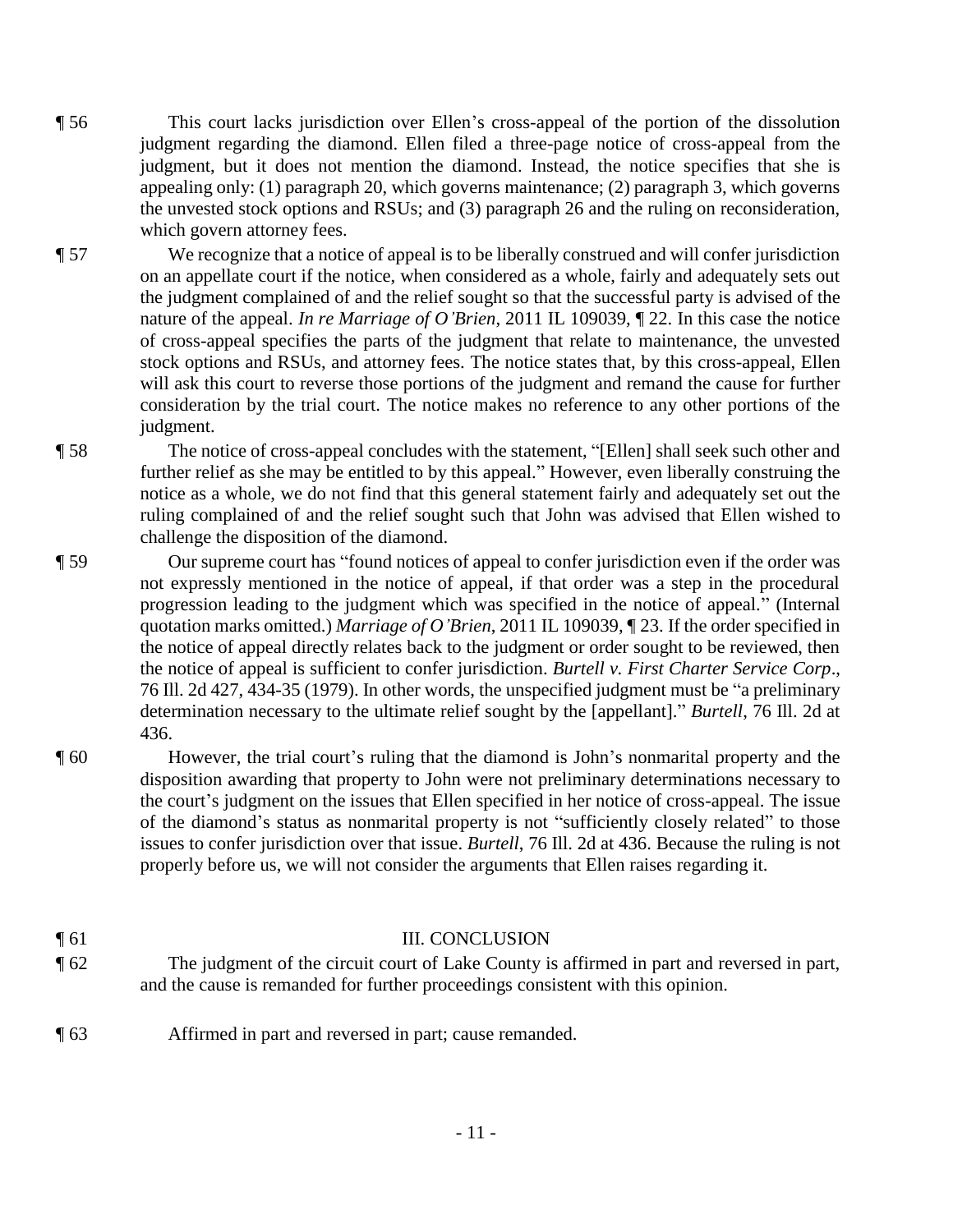¶ 56 This court lacks jurisdiction over Ellen's cross-appeal of the portion of the dissolution judgment regarding the diamond. Ellen filed a three-page notice of cross-appeal from the judgment, but it does not mention the diamond. Instead, the notice specifies that she is appealing only: (1) paragraph 20, which governs maintenance; (2) paragraph 3, which governs the unvested stock options and RSUs; and (3) paragraph 26 and the ruling on reconsideration, which govern attorney fees.

¶ 57 We recognize that a notice of appeal is to be liberally construed and will confer jurisdiction on an appellate court if the notice, when considered as a whole, fairly and adequately sets out the judgment complained of and the relief sought so that the successful party is advised of the nature of the appeal. *In re Marriage of O'Brien*, 2011 IL 109039, ¶ 22. In this case the notice of cross-appeal specifies the parts of the judgment that relate to maintenance, the unvested stock options and RSUs, and attorney fees. The notice states that, by this cross-appeal, Ellen will ask this court to reverse those portions of the judgment and remand the cause for further consideration by the trial court. The notice makes no reference to any other portions of the judgment.

¶ 58 The notice of cross-appeal concludes with the statement, "[Ellen] shall seek such other and further relief as she may be entitled to by this appeal." However, even liberally construing the notice as a whole, we do not find that this general statement fairly and adequately set out the ruling complained of and the relief sought such that John was advised that Ellen wished to challenge the disposition of the diamond.

¶ 59 Our supreme court has "found notices of appeal to confer jurisdiction even if the order was not expressly mentioned in the notice of appeal, if that order was a step in the procedural progression leading to the judgment which was specified in the notice of appeal." (Internal quotation marks omitted.) *Marriage of O'Brien*, 2011 IL 109039, ¶ 23. If the order specified in the notice of appeal directly relates back to the judgment or order sought to be reviewed, then the notice of appeal is sufficient to confer jurisdiction. *Burtell v. First Charter Service Corp*., 76 Ill. 2d 427, 434-35 (1979). In other words, the unspecified judgment must be "a preliminary determination necessary to the ultimate relief sought by the [appellant]." *Burtell*, 76 Ill. 2d at 436.

¶ 60 However, the trial court's ruling that the diamond is John's nonmarital property and the disposition awarding that property to John were not preliminary determinations necessary to the court's judgment on the issues that Ellen specified in her notice of cross-appeal. The issue of the diamond's status as nonmarital property is not "sufficiently closely related" to those issues to confer jurisdiction over that issue. *Burtell*, 76 Ill. 2d at 436. Because the ruling is not properly before us, we will not consider the arguments that Ellen raises regarding it.

## ¶ 61 III. CONCLUSION

¶ 62 The judgment of the circuit court of Lake County is affirmed in part and reversed in part, and the cause is remanded for further proceedings consistent with this opinion.

¶ 63 Affirmed in part and reversed in part; cause remanded.